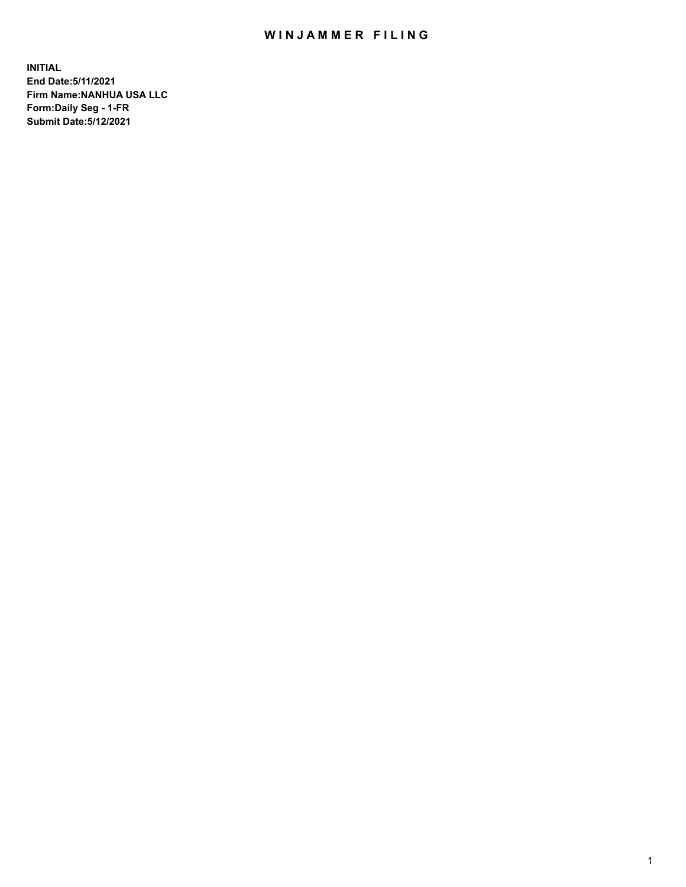# WINJAMMER FILING

**INITIAL**
**End Date:5/11/2021**
**Firm Name:NANHUA USA LLC**
**Form:Daily Seg - 1-FR**
**Submit Date:5/12/2021**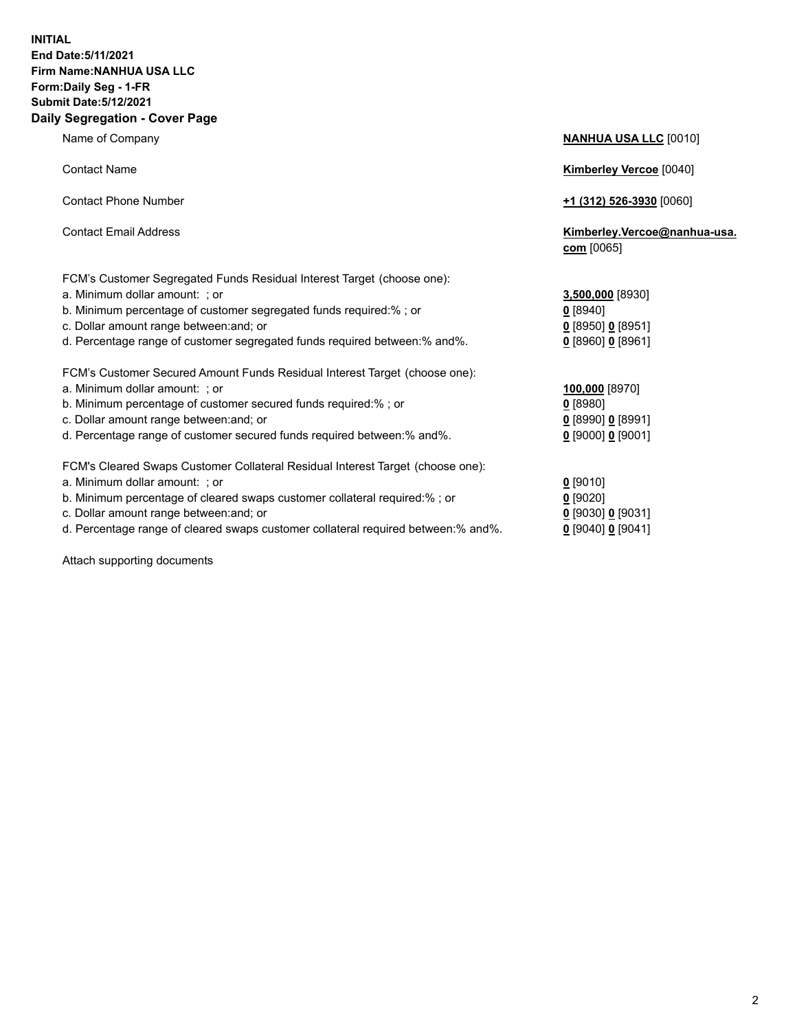**INITIAL**
**End Date:5/11/2021**
**Firm Name:NANHUA USA LLC**
**Form:Daily Seg - 1-FR**
**Submit Date:5/12/2021**

## Daily Segregation - Cover Page

| | |
|---|---|
| Name of Company | **NANHUA USA LLC** [0010] |
| Contact Name | **Kimberley Vercoe** [0040] |
| Contact Phone Number | **+1 (312) 526-3930** [0060] |
| Contact Email Address | **Kimberley.Vercoe@nanhua-usa.com** [0065] |

FCM's Customer Segregated Funds Residual Interest Target (choose one):

| | |
|---|---|
| a. Minimum dollar amount: ; or | **3,500,000** [8930] |
| b. Minimum percentage of customer segregated funds required:% ; or | **0** [8940] |
| c. Dollar amount range between:and; or | **0** [8950] **0** [8951] |
| d. Percentage range of customer segregated funds required between:% and%. | **0** [8960] **0** [8961] |

FCM's Customer Secured Amount Funds Residual Interest Target (choose one):

| | |
|---|---|
| a. Minimum dollar amount: ; or | **100,000** [8970] |
| b. Minimum percentage of customer secured funds required:% ; or | **0** [8980] |
| c. Dollar amount range between:and; or | **0** [8990] **0** [8991] |
| d. Percentage range of customer secured funds required between:% and%. | **0** [9000] **0** [9001] |

FCM's Cleared Swaps Customer Collateral Residual Interest Target (choose one):

| | |
|---|---|
| a. Minimum dollar amount: ; or | **0** [9010] |
| b. Minimum percentage of cleared swaps customer collateral required:% ; or | **0** [9020] |
| c. Dollar amount range between:and; or | **0** [9030] **0** [9031] |
| d. Percentage range of cleared swaps customer collateral required between:% and%. | **0** [9040] **0** [9041] |

Attach supporting documents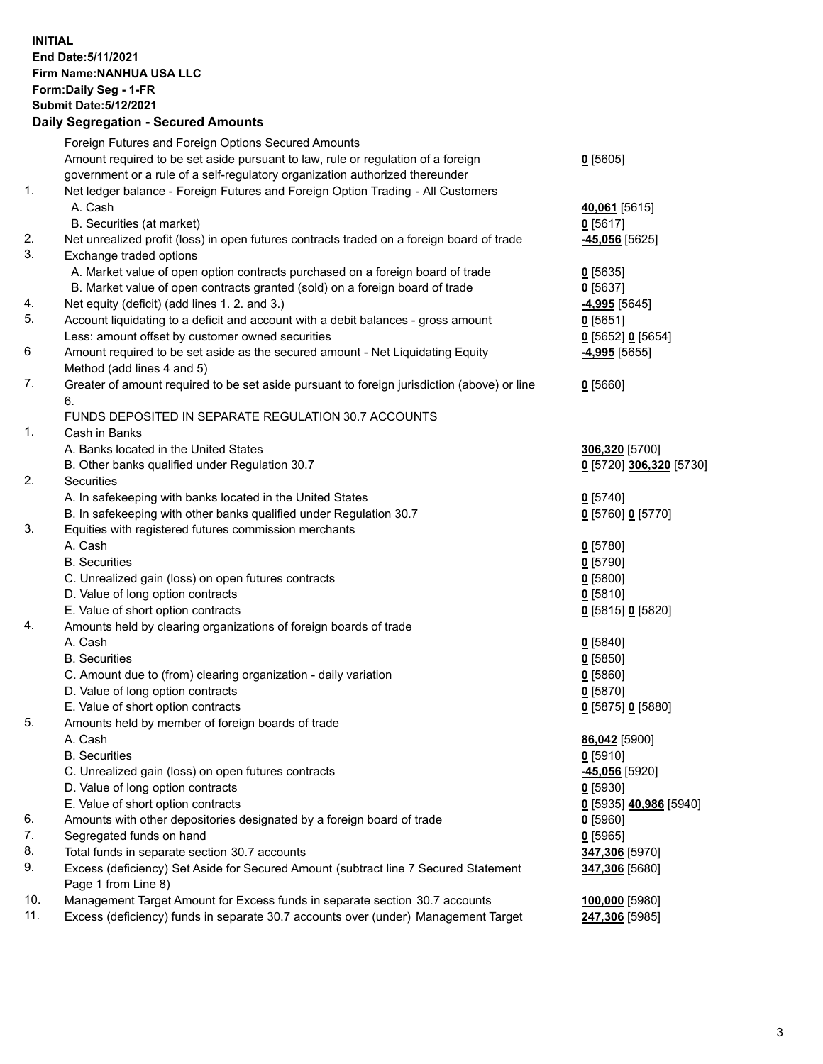**INITIAL**
**End Date:5/11/2021**
**Firm Name:NANHUA USA LLC**
**Form:Daily Seg - 1-FR**
**Submit Date:5/12/2021**

### Daily Segregation - Secured Amounts

| | | |
|---|---|---|
| | Foreign Futures and Foreign Options Secured Amounts | |
| | Amount required to be set aside pursuant to law, rule or regulation of a foreign government or a rule of a self-regulatory organization authorized thereunder | **0** [5605] |
| 1. | Net ledger balance - Foreign Futures and Foreign Option Trading - All Customers | |
| | A. Cash | **40,061** [5615] |
| | B. Securities (at market) | **0** [5617] |
| 2. | Net unrealized profit (loss) in open futures contracts traded on a foreign board of trade | **-45,056** [5625] |
| 3. | Exchange traded options | |
| | A. Market value of open option contracts purchased on a foreign board of trade | **0** [5635] |
| | B. Market value of open contracts granted (sold) on a foreign board of trade | **0** [5637] |
| 4. | Net equity (deficit) (add lines 1. 2. and 3.) | **-4,995** [5645] |
| 5. | Account liquidating to a deficit and account with a debit balances - gross amount | **0** [5651] |
| | Less: amount offset by customer owned securities | **0** [5652] **0** [5654] |
| 6 | Amount required to be set aside as the secured amount - Net Liquidating Equity Method (add lines 4 and 5) | **-4,995** [5655] |
| 7. | Greater of amount required to be set aside pursuant to foreign jurisdiction (above) or line 6. | **0** [5660] |
| | FUNDS DEPOSITED IN SEPARATE REGULATION 30.7 ACCOUNTS | |
| 1. | Cash in Banks | |
| | A. Banks located in the United States | **306,320** [5700] |
| | B. Other banks qualified under Regulation 30.7 | **0** [5720] **306,320** [5730] |
| 2. | Securities | |
| | A. In safekeeping with banks located in the United States | **0** [5740] |
| | B. In safekeeping with other banks qualified under Regulation 30.7 | **0** [5760] **0** [5770] |
| 3. | Equities with registered futures commission merchants | |
| | A. Cash | **0** [5780] |
| | B. Securities | **0** [5790] |
| | C. Unrealized gain (loss) on open futures contracts | **0** [5800] |
| | D. Value of long option contracts | **0** [5810] |
| | E. Value of short option contracts | **0** [5815] **0** [5820] |
| 4. | Amounts held by clearing organizations of foreign boards of trade | |
| | A. Cash | **0** [5840] |
| | B. Securities | **0** [5850] |
| | C. Amount due to (from) clearing organization - daily variation | **0** [5860] |
| | D. Value of long option contracts | **0** [5870] |
| | E. Value of short option contracts | **0** [5875] **0** [5880] |
| 5. | Amounts held by member of foreign boards of trade | |
| | A. Cash | **86,042** [5900] |
| | B. Securities | **0** [5910] |
| | C. Unrealized gain (loss) on open futures contracts | **-45,056** [5920] |
| | D. Value of long option contracts | **0** [5930] |
| | E. Value of short option contracts | **0** [5935] **40,986** [5940] |
| 6. | Amounts with other depositories designated by a foreign board of trade | **0** [5960] |
| 7. | Segregated funds on hand | **0** [5965] |
| 8. | Total funds in separate section 30.7 accounts | **347,306** [5970] |
| 9. | Excess (deficiency) Set Aside for Secured Amount (subtract line 7 Secured Statement Page 1 from Line 8) | **347,306** [5680] |
| 10. | Management Target Amount for Excess funds in separate section 30.7 accounts | **100,000** [5980] |
| 11. | Excess (deficiency) funds in separate 30.7 accounts over (under) Management Target | **247,306** [5985] |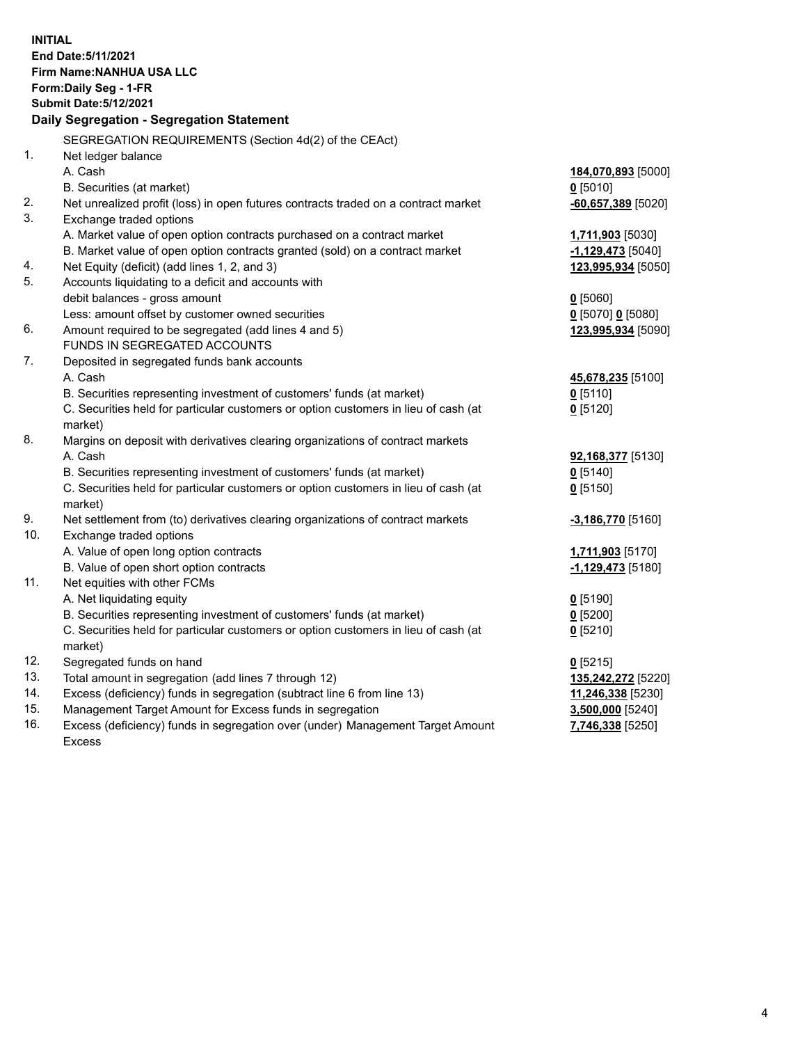**INITIAL**
**End Date:5/11/2021**
**Firm Name:NANHUA USA LLC**
**Form:Daily Seg - 1-FR**
**Submit Date:5/12/2021**

### Daily Segregation - Segregation Statement

SEGREGATION REQUIREMENTS (Section 4d(2) of the CEAct)

| | | |
|---|---|---|
| 1. | Net ledger balance | |
| | A. Cash | **184,070,893** [5000] |
| | B. Securities (at market) | **0** [5010] |
| 2. | Net unrealized profit (loss) in open futures contracts traded on a contract market | **-60,657,389** [5020] |
| 3. | Exchange traded options | |
| | A. Market value of open option contracts purchased on a contract market | **1,711,903** [5030] |
| | B. Market value of open option contracts granted (sold) on a contract market | **-1,129,473** [5040] |
| 4. | Net Equity (deficit) (add lines 1, 2, and 3) | **123,995,934** [5050] |
| 5. | Accounts liquidating to a deficit and accounts with debit balances - gross amount | **0** [5060] |
| | Less: amount offset by customer owned securities | **0** [5070] **0** [5080] |
| 6. | Amount required to be segregated (add lines 4 and 5) | **123,995,934** [5090] |
| | FUNDS IN SEGREGATED ACCOUNTS | |
| 7. | Deposited in segregated funds bank accounts | |
| | A. Cash | **45,678,235** [5100] |
| | B. Securities representing investment of customers' funds (at market) | **0** [5110] |
| | C. Securities held for particular customers or option customers in lieu of cash (at market) | **0** [5120] |
| 8. | Margins on deposit with derivatives clearing organizations of contract markets | |
| | A. Cash | **92,168,377** [5130] |
| | B. Securities representing investment of customers' funds (at market) | **0** [5140] |
| | C. Securities held for particular customers or option customers in lieu of cash (at market) | **0** [5150] |
| 9. | Net settlement from (to) derivatives clearing organizations of contract markets | **-3,186,770** [5160] |
| 10. | Exchange traded options | |
| | A. Value of open long option contracts | **1,711,903** [5170] |
| | B. Value of open short option contracts | **-1,129,473** [5180] |
| 11. | Net equities with other FCMs | |
| | A. Net liquidating equity | **0** [5190] |
| | B. Securities representing investment of customers' funds (at market) | **0** [5200] |
| | C. Securities held for particular customers or option customers in lieu of cash (at market) | **0** [5210] |
| 12. | Segregated funds on hand | **0** [5215] |
| 13. | Total amount in segregation (add lines 7 through 12) | **135,242,272** [5220] |
| 14. | Excess (deficiency) funds in segregation (subtract line 6 from line 13) | **11,246,338** [5230] |
| 15. | Management Target Amount for Excess funds in segregation | **3,500,000** [5240] |
| 16. | Excess (deficiency) funds in segregation over (under) Management Target Amount Excess | **7,746,338** [5250] |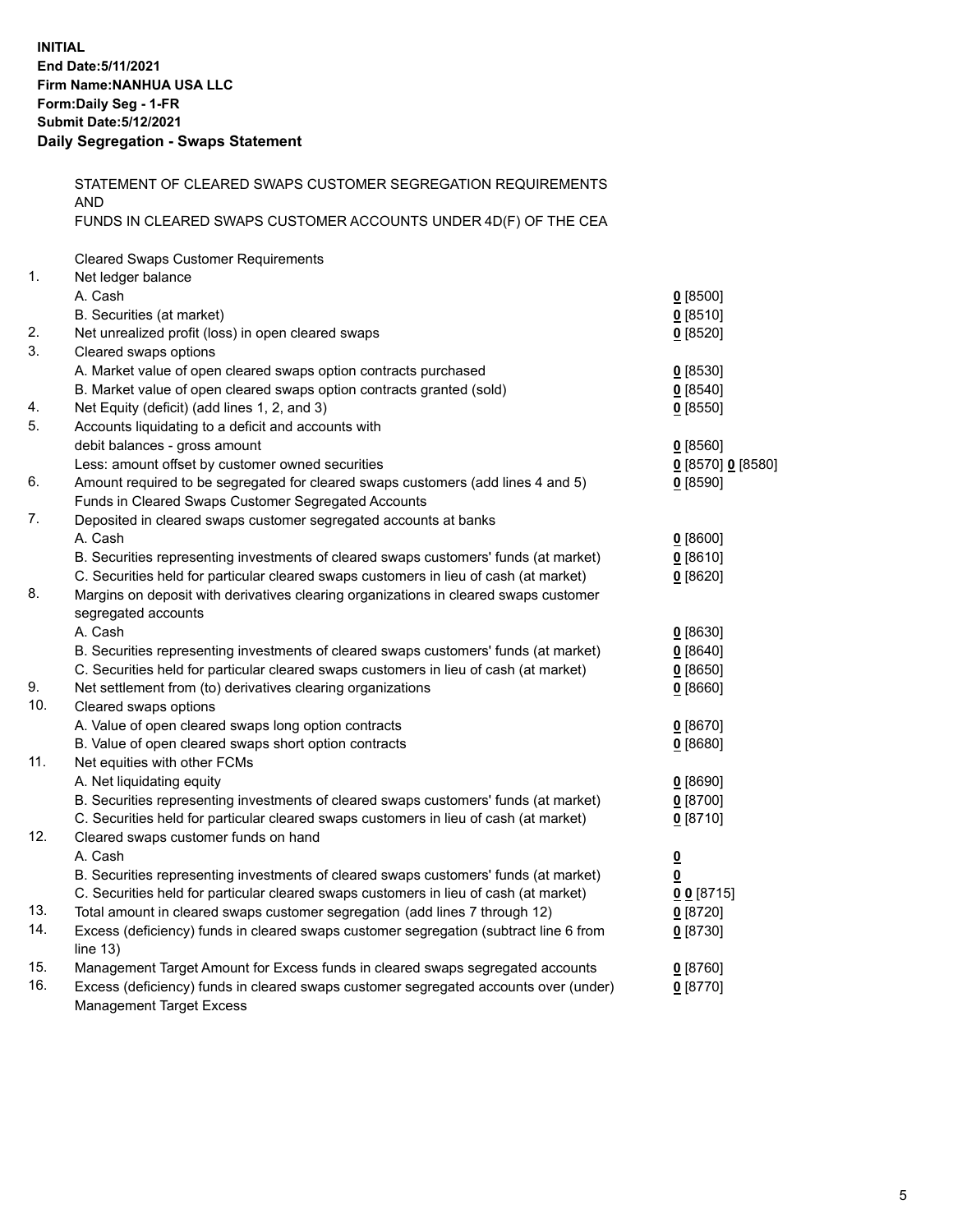**INITIAL**
**End Date:5/11/2021**
**Firm Name:NANHUA USA LLC**
**Form:Daily Seg - 1-FR**
**Submit Date:5/12/2021**
**Daily Segregation - Swaps Statement**

STATEMENT OF CLEARED SWAPS CUSTOMER SEGREGATION REQUIREMENTS AND FUNDS IN CLEARED SWAPS CUSTOMER ACCOUNTS UNDER 4D(F) OF THE CEA

| | | |
|---|---|---|
| | Cleared Swaps Customer Requirements | |
| 1. | Net ledger balance | |
| | A. Cash | 0 [8500] |
| | B. Securities (at market) | 0 [8510] |
| 2. | Net unrealized profit (loss) in open cleared swaps | 0 [8520] |
| 3. | Cleared swaps options | |
| | A. Market value of open cleared swaps option contracts purchased | 0 [8530] |
| | B. Market value of open cleared swaps option contracts granted (sold) | 0 [8540] |
| 4. | Net Equity (deficit) (add lines 1, 2, and 3) | 0 [8550] |
| 5. | Accounts liquidating to a deficit and accounts with | |
| | debit balances - gross amount | 0 [8560] |
| | Less: amount offset by customer owned securities | 0 [8570] 0 [8580] |
| 6. | Amount required to be segregated for cleared swaps customers (add lines 4 and 5) | 0 [8590] |
| | Funds in Cleared Swaps Customer Segregated Accounts | |
| 7. | Deposited in cleared swaps customer segregated accounts at banks | |
| | A. Cash | 0 [8600] |
| | B. Securities representing investments of cleared swaps customers' funds (at market) | 0 [8610] |
| | C. Securities held for particular cleared swaps customers in lieu of cash (at market) | 0 [8620] |
| 8. | Margins on deposit with derivatives clearing organizations in cleared swaps customer segregated accounts | |
| | A. Cash | 0 [8630] |
| | B. Securities representing investments of cleared swaps customers' funds (at market) | 0 [8640] |
| | C. Securities held for particular cleared swaps customers in lieu of cash (at market) | 0 [8650] |
| 9. | Net settlement from (to) derivatives clearing organizations | 0 [8660] |
| 10. | Cleared swaps options | |
| | A. Value of open cleared swaps long option contracts | 0 [8670] |
| | B. Value of open cleared swaps short option contracts | 0 [8680] |
| 11. | Net equities with other FCMs | |
| | A. Net liquidating equity | 0 [8690] |
| | B. Securities representing investments of cleared swaps customers' funds (at market) | 0 [8700] |
| | C. Securities held for particular cleared swaps customers in lieu of cash (at market) | 0 [8710] |
| 12. | Cleared swaps customer funds on hand | |
| | A. Cash | 0 |
| | B. Securities representing investments of cleared swaps customers' funds (at market) | 0 |
| | C. Securities held for particular cleared swaps customers in lieu of cash (at market) | 0 0 [8715] |
| 13. | Total amount in cleared swaps customer segregation (add lines 7 through 12) | 0 [8720] |
| 14. | Excess (deficiency) funds in cleared swaps customer segregation (subtract line 6 from line 13) | 0 [8730] |
| 15. | Management Target Amount for Excess funds in cleared swaps segregated accounts | 0 [8760] |
| 16. | Excess (deficiency) funds in cleared swaps customer segregated accounts over (under) Management Target Excess | 0 [8770] |